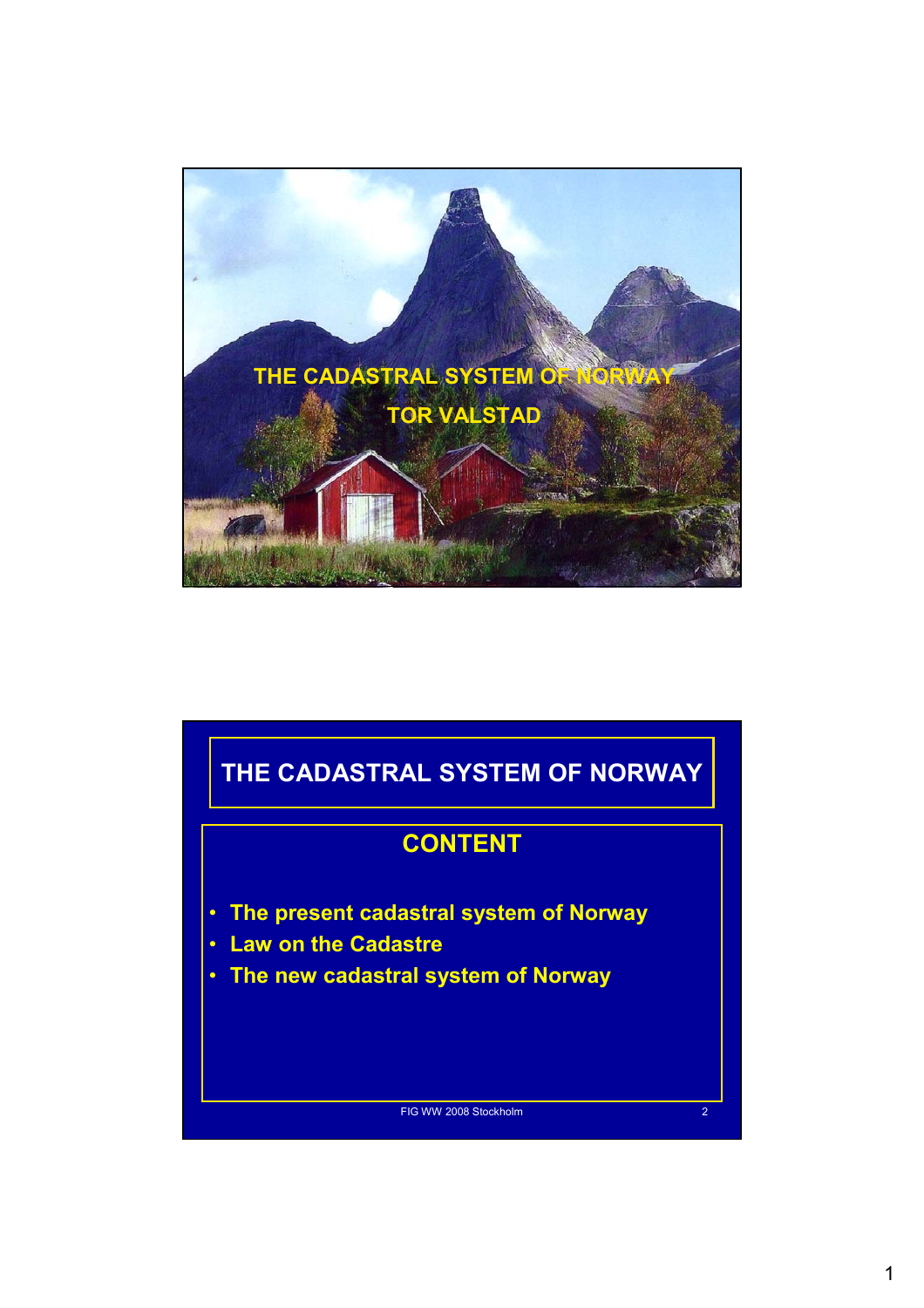# THE CADASTRAL SYSTEM OF NORWAY

TOR VALSTAD

---

## THE CADASTRAL SYSTEM OF NORWAY

### CONTENT

- The present cadastral system of Norway
- Law on the Cadastre
- The new cadastral system of Norway

FIG WW 2008 Stockholm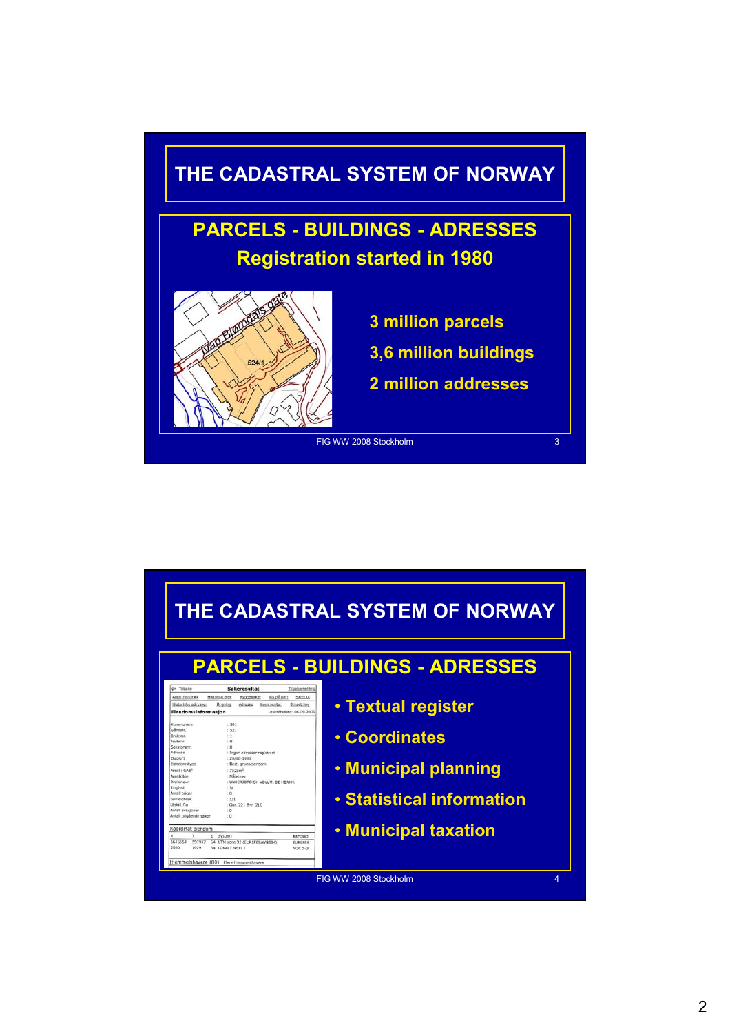# THE CADASTRAL SYSTEM OF NORWAY

## PARCELS - BUILDINGS - ADRESSES

**Registration started in 1980**

- 3 million parcels
- 3,6 million buildings
- 2 million addresses

FIG WW 2008 Stockholm

# THE CADASTRAL SYSTEM OF NORWAY

## PARCELS - BUILDINGS - ADRESSES

- Textual register
- Coordinates
- Municipal planning
- Statistical information
- Municipal taxation

FIG WW 2008 Stockholm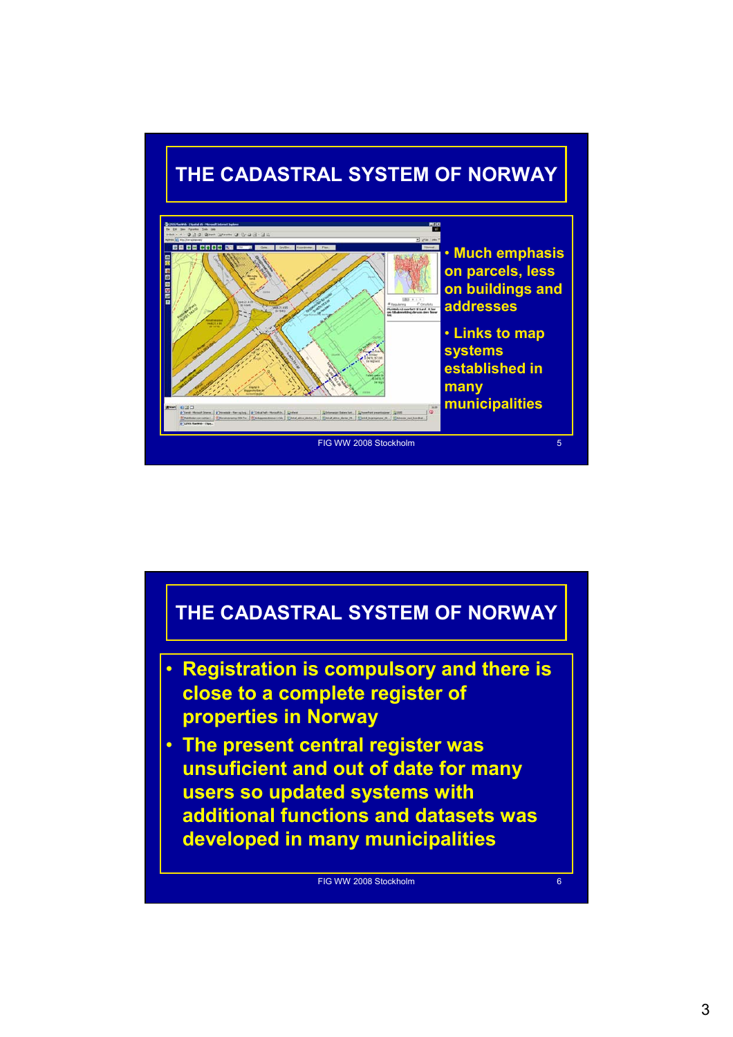## THE CADASTRAL SYSTEM OF NORWAY

- Much emphasis on parcels, less on buildings and addresses
- Links to map systems established in many municipalities

FIG WW 2008 Stockholm

## THE CADASTRAL SYSTEM OF NORWAY

- Registration is compulsory and there is close to a complete register of properties in Norway
- The present central register was unsuficient and out of date for many users so updated systems with additional functions and datasets was developed in many municipalities

FIG WW 2008 Stockholm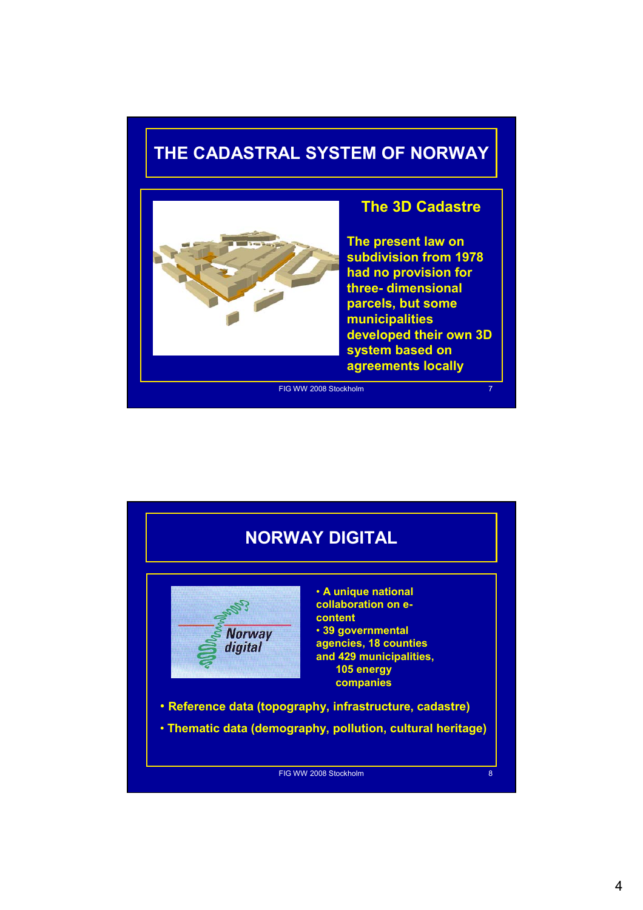# THE CADASTRAL SYSTEM OF NORWAY

## The 3D Cadastre

The present law on subdivision from 1978 had no provision for three- dimensional parcels, but some municipalities developed their own 3D system based on agreements locally

# NORWAY DIGITAL

- A unique national collaboration on e-content
- 39 governmental agencies, 18 counties and 429 municipalities, 105 energy companies

- Reference data (topography, infrastructure, cadastre)
- Thematic data (demography, pollution, cultural heritage)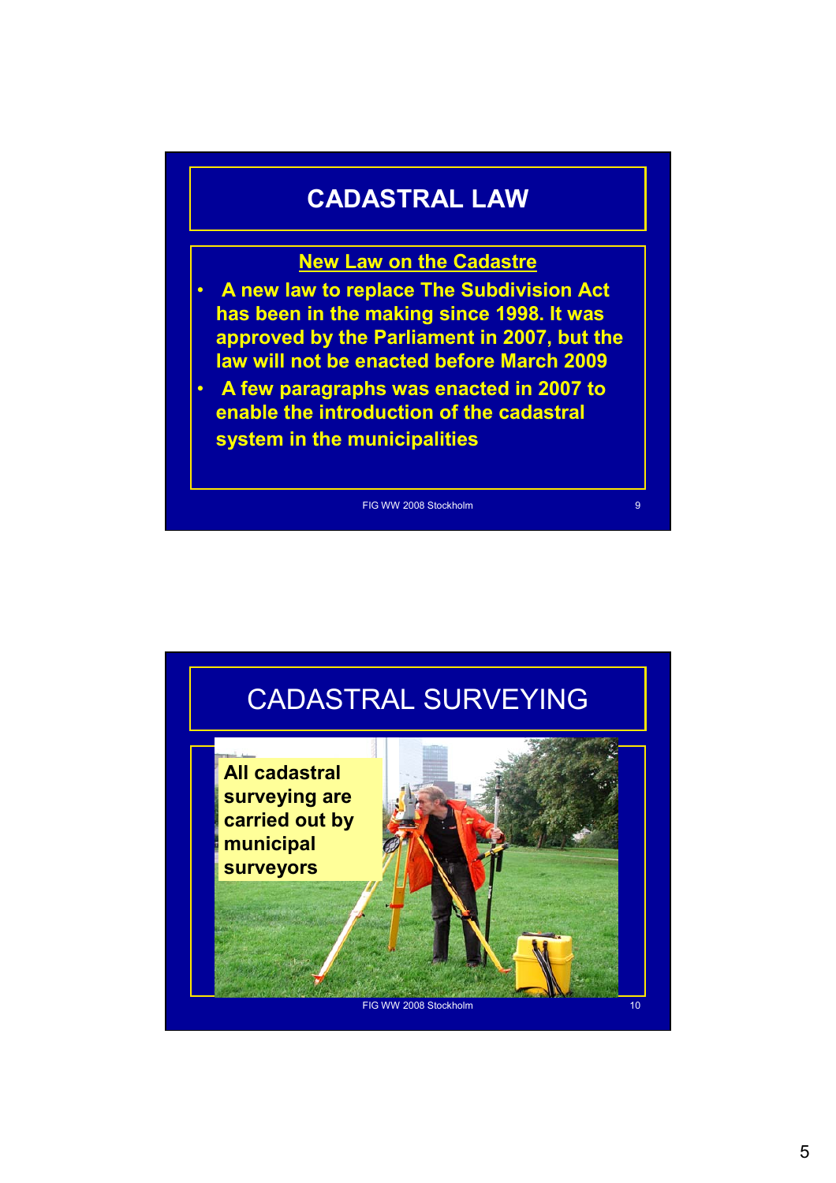# CADASTRAL LAW

## New Law on the Cadastre

- A new law to replace The Subdivision Act has been in the making since 1998. It was approved by the Parliament in 2007, but the law will not be enacted before March 2009
- A few paragraphs was enacted in 2007 to enable the introduction of the cadastral system in the municipalities

# CADASTRAL SURVEYING

All cadastral surveying are carried out by municipal surveyors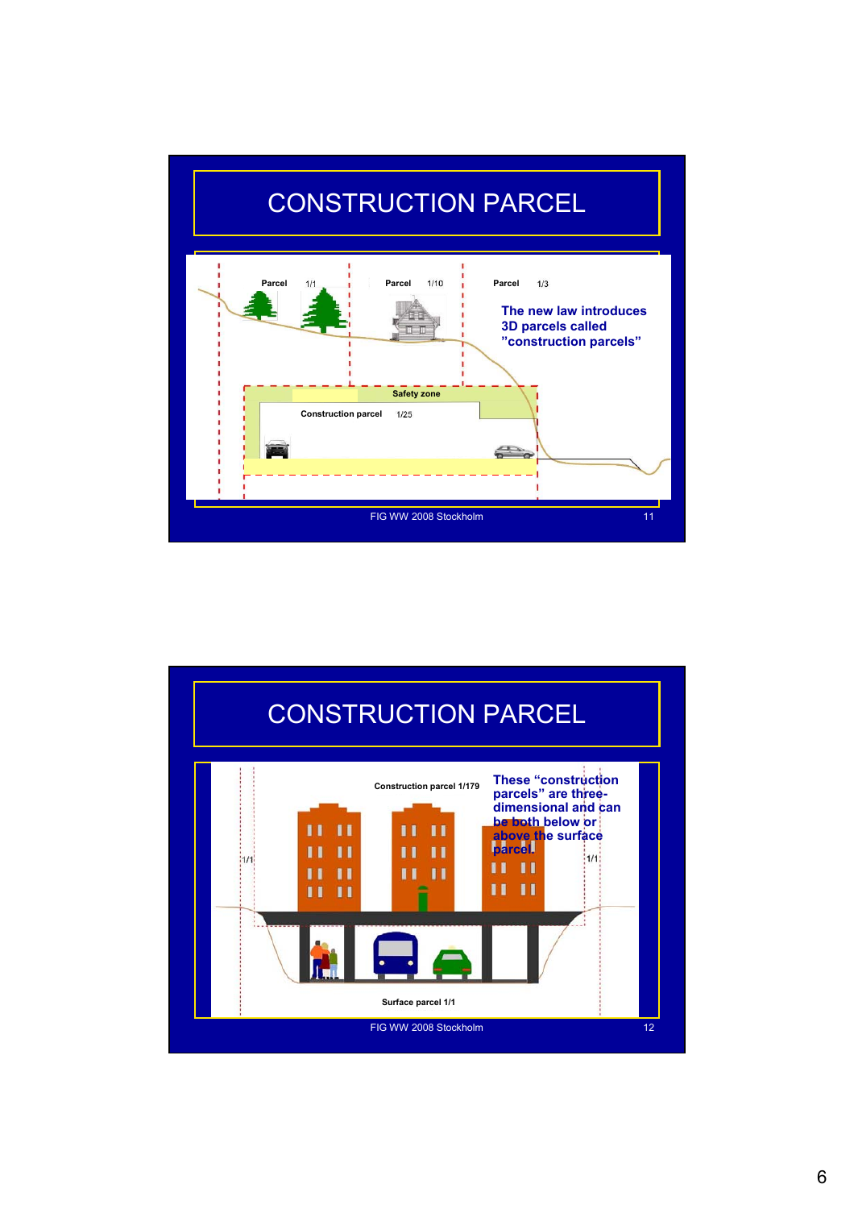# CONSTRUCTION PARCEL

Parcel 1/1

Parcel 1/10

Parcel 1/3

The new law introduces 3D parcels called "construction parcels"

Safety zone

Construction parcel 1/25

FIG WW 2008 Stockholm

# CONSTRUCTION PARCEL

Construction parcel 1/179

These "construction parcels" are three-dimensional and can be both below or above the surface parcel.

1/1

1/1

Surface parcel 1/1

FIG WW 2008 Stockholm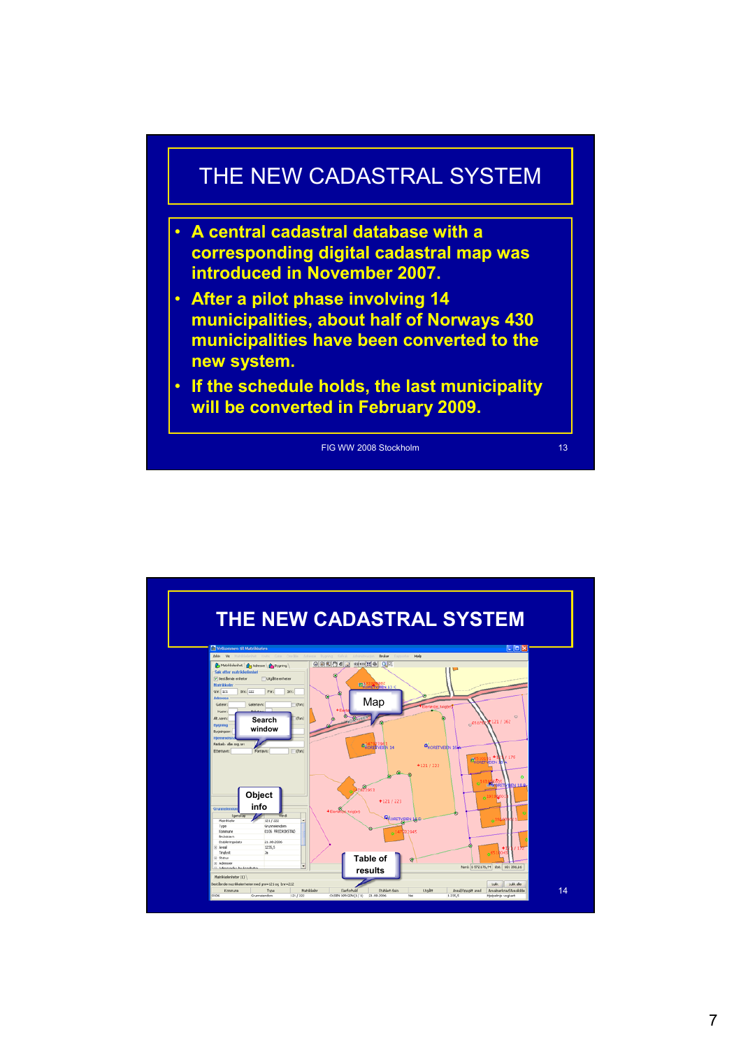# THE NEW CADASTRAL SYSTEM

- A central cadastral database with a corresponding digital cadastral map was introduced in November 2007.
- After a pilot phase involving 14 municipalities, about half of Norways 430 municipalities have been converted to the new system.
- If the schedule holds, the last municipality will be converted in February 2009.

FIG WW 2008 Stockholm

# THE NEW CADASTRAL SYSTEM

Map

Search window

Object info

Table of results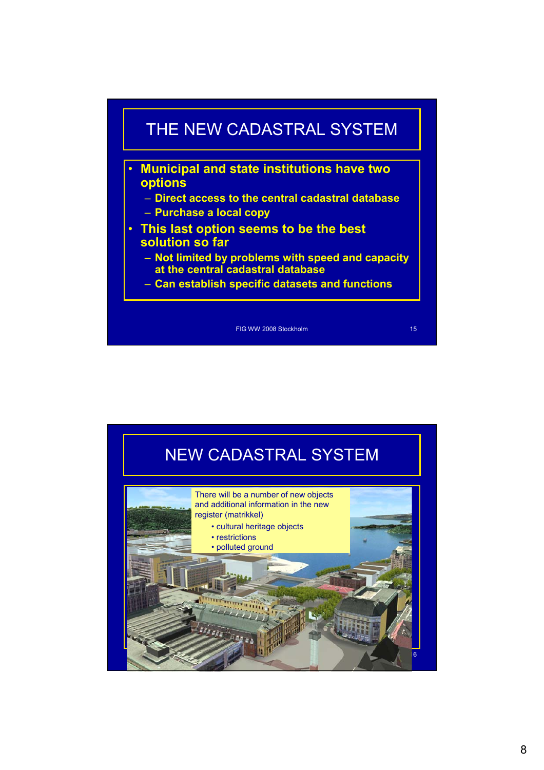# THE NEW CADASTRAL SYSTEM

- **Municipal and state institutions have two options**
  - **Direct access to the central cadastral database**
  - **Purchase a local copy**
- **This last option seems to be the best solution so far**
  - **Not limited by problems with speed and capacity at the central cadastral database**
  - **Can establish specific datasets and functions**

# NEW CADASTRAL SYSTEM

There will be a number of new objects and additional information in the new register (matrikkel)

- cultural heritage objects
- restrictions
- polluted ground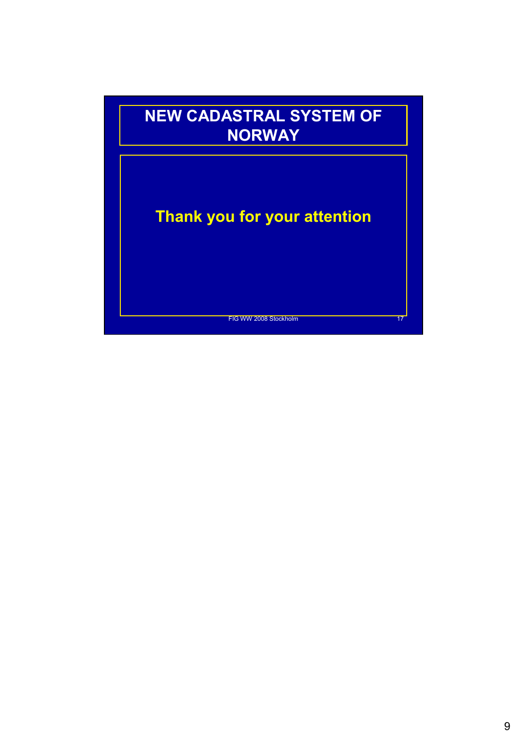# NEW CADASTRAL SYSTEM OF NORWAY

**Thank you for your attention**

FIG WW 2008 Stockholm 17